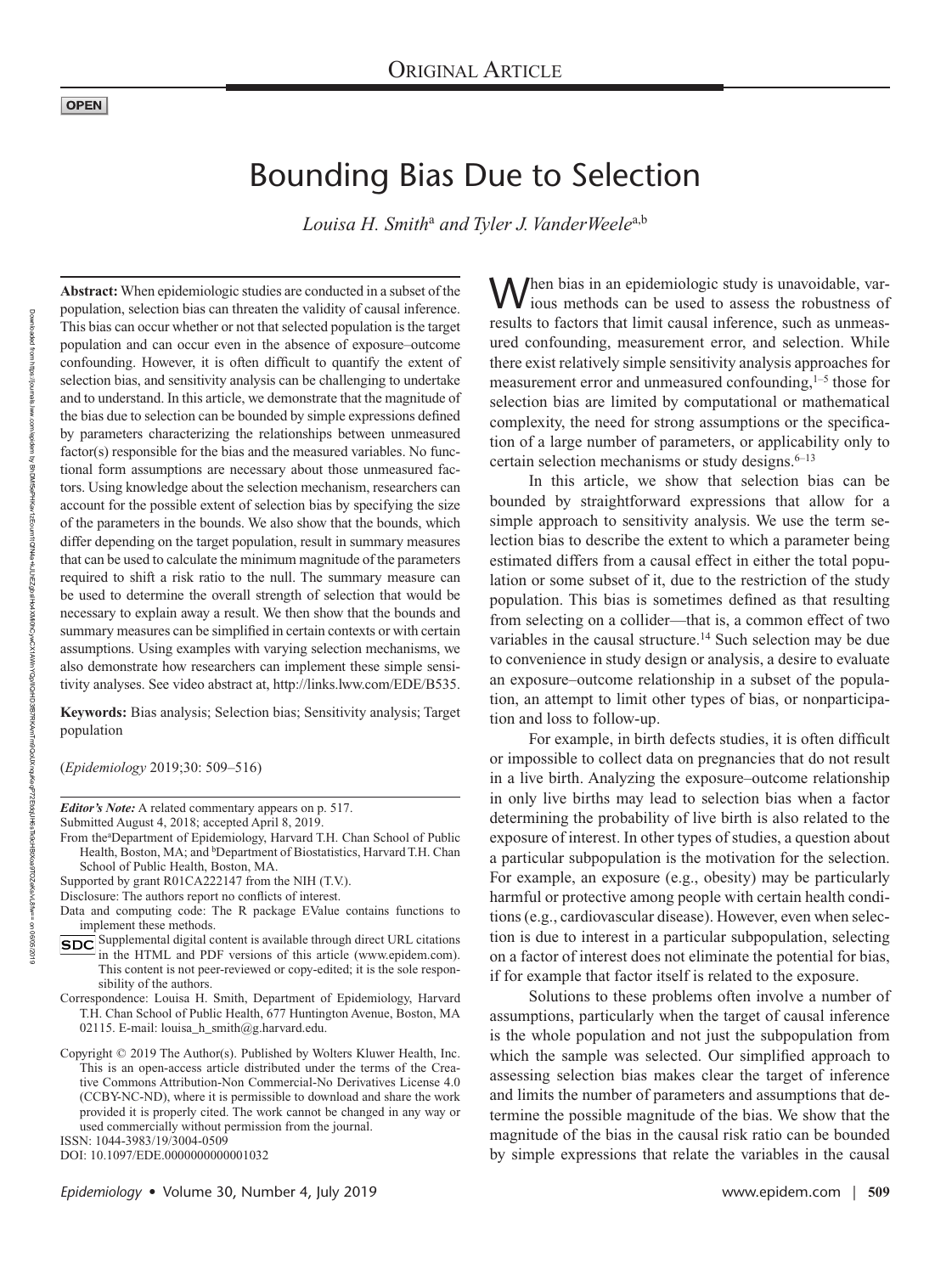ORIGINAL ARTICLE

OPEN

# Bounding Bias Due to Selection

*Louisa H. Smith*[a] *and Tyler J. VanderWeele*[a,b]

**Abstract:** When epidemiologic studies are conducted in a subset of the population, selection bias can threaten the validity of causal inference. This bias can occur whether or not that selected population is the target population and can occur even in the absence of exposure–outcome confounding. However, it is often difficult to quantify the extent of selection bias, and sensitivity analysis can be challenging to undertake and to understand. In this article, we demonstrate that the magnitude of the bias due to selection can be bounded by simple expressions defined by parameters characterizing the relationships between unmeasured factor(s) responsible for the bias and the measured variables. No functional form assumptions are necessary about those unmeasured factors. Using knowledge about the selection mechanism, researchers can account for the possible extent of selection bias by specifying the size of the parameters in the bounds. We also show that the bounds, which differ depending on the target population, result in summary measures that can be used to calculate the minimum magnitude of the parameters required to shift a risk ratio to the null. The summary measure can be used to determine the overall strength of selection that would be necessary to explain away a result. We then show that the bounds and summary measures can be simplified in certain contexts or with certain assumptions. Using examples with varying selection mechanisms, we also demonstrate how researchers can implement these simple sensitivity analyses. See video abstract at, http://links.lww.com/EDE/B535.

**Keywords:** Bias analysis; Selection bias; Sensitivity analysis; Target population

(*Epidemiology* 2019;30: 509–516)

*Editor's Note:* A related commentary appears on p. 517.

Submitted August 4, 2018; accepted April 8, 2019.

From the [a]Department of Epidemiology, Harvard T.H. Chan School of Public Health, Boston, MA; and [b]Department of Biostatistics, Harvard T.H. Chan School of Public Health, Boston, MA.

Supported by grant R01CA222147 from the NIH (T.V.).

Disclosure: The authors report no conflicts of interest.

Data and computing code: The R package EValue contains functions to implement these methods.

SDC Supplemental digital content is available through direct URL citations in the HTML and PDF versions of this article (www.epidem.com). This content is not peer-reviewed or copy-edited; it is the sole responsibility of the authors.

Correspondence: Louisa H. Smith, Department of Epidemiology, Harvard T.H. Chan School of Public Health, 677 Huntington Avenue, Boston, MA 02115. E-mail: louisa_h_smith@g.harvard.edu.

Copyright © 2019 The Author(s). Published by Wolters Kluwer Health, Inc. This is an open-access article distributed under the terms of the Creative Commons Attribution-Non Commercial-No Derivatives License 4.0 (CCBY-NC-ND), where it is permissible to download and share the work provided it is properly cited. The work cannot be changed in any way or used commercially without permission from the journal.

ISSN: 1044-3983/19/3004-0509

DOI: 10.1097/EDE.0000000000001032

When bias in an epidemiologic study is unavoidable, various methods can be used to assess the robustness of results to factors that limit causal inference, such as unmeasured confounding, measurement error, and selection. While there exist relatively simple sensitivity analysis approaches for measurement error and unmeasured confounding,[1–5] those for selection bias are limited by computational or mathematical complexity, the need for strong assumptions or the specification of a large number of parameters, or applicability only to certain selection mechanisms or study designs.[6–13]

In this article, we show that selection bias can be bounded by straightforward expressions that allow for a simple approach to sensitivity analysis. We use the term selection bias to describe the extent to which a parameter being estimated differs from a causal effect in either the total population or some subset of it, due to the restriction of the study population. This bias is sometimes defined as that resulting from selecting on a collider—that is, a common effect of two variables in the causal structure.[14] Such selection may be due to convenience in study design or analysis, a desire to evaluate an exposure–outcome relationship in a subset of the population, an attempt to limit other types of bias, or nonparticipation and loss to follow-up.

For example, in birth defects studies, it is often difficult or impossible to collect data on pregnancies that do not result in a live birth. Analyzing the exposure–outcome relationship in only live births may lead to selection bias when a factor determining the probability of live birth is also related to the exposure of interest. In other types of studies, a question about a particular subpopulation is the motivation for the selection. For example, an exposure (e.g., obesity) may be particularly harmful or protective among people with certain health conditions (e.g., cardiovascular disease). However, even when selection is due to interest in a particular subpopulation, selecting on a factor of interest does not eliminate the potential for bias, if for example that factor itself is related to the exposure.

Solutions to these problems often involve a number of assumptions, particularly when the target of causal inference is the whole population and not just the subpopulation from which the sample was selected. Our simplified approach to assessing selection bias makes clear the target of inference and limits the number of parameters and assumptions that determine the possible magnitude of the bias. We show that the magnitude of the bias in the causal risk ratio can be bounded by simple expressions that relate the variables in the causal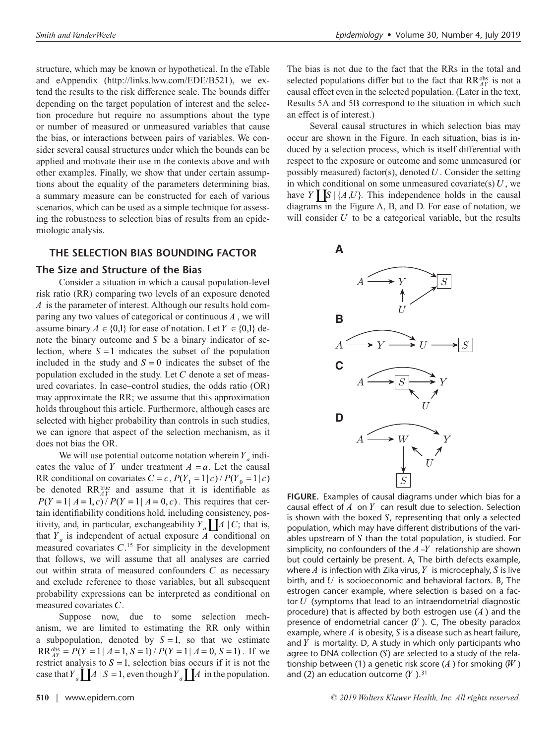structure, which may be known or hypothetical. In the eTable and eAppendix (http://links.lww.com/EDE/B521), we extend the results to the risk difference scale. The bounds differ depending on the target population of interest and the selection procedure but require no assumptions about the type or number of measured or unmeasured variables that cause the bias, or interactions between pairs of variables. We consider several causal structures under which the bounds can be applied and motivate their use in the contexts above and with other examples. Finally, we show that under certain assumptions about the equality of the parameters determining bias, a summary measure can be constructed for each of various scenarios, which can be used as a simple technique for assessing the robustness to selection bias of results from an epidemiologic analysis.

## THE SELECTION BIAS BOUNDING FACTOR

### The Size and Structure of the Bias

Consider a situation in which a causal population-level risk ratio (RR) comparing two levels of an exposure denoted $A$ is the parameter of interest. Although our results hold comparing any two values of categorical or continuous $A$, we will assume binary $A \in \{0,1\}$ for ease of notation. Let $Y \in \{0,1\}$ denote the binary outcome and $S$ be a binary indicator of selection, where $S=1$ indicates the subset of the population included in the study and $S=0$ indicates the subset of the population excluded in the study. Let $C$ denote a set of measured covariates. In case–control studies, the odds ratio (OR) may approximate the RR; we assume that this approximation holds throughout this article. Furthermore, although cases are selected with higher probability than controls in such studies, we can ignore that aspect of the selection mechanism, as it does not bias the OR.

We will use potential outcome notation wherein $Y_a$ indicates the value of $Y$ under treatment $A=a$. Let the causal RR conditional on covariates $C=c$, $P(Y_1=1\mid c)/P(Y_0=1\mid c)$ be denoted $\mathrm{RR}_{AY}^{\mathrm{true}}$ and assume that it is identifiable as $P(Y=1\mid A=1,c)/P(Y=1\mid A=0,c)$. This requires that certain identifiability conditions hold, including consistency, positivity, and, in particular, exchangeability $Y_a \coprod A\mid C$; that is, that $Y_a$ is independent of actual exposure $A$ conditional on measured covariates $C$.[15] For simplicity in the development that follows, we will assume that all analyses are carried out within strata of measured confounders $C$ as necessary and exclude reference to those variables, but all subsequent probability expressions can be interpreted as conditional on measured covariates $C$.

Suppose now, due to some selection mechanism, we are limited to estimating the RR only within a subpopulation, denoted by $S=1$, so that we estimate $\mathrm{RR}_{AY}^{\mathrm{obs}} = P(Y=1\mid A=1,S=1)/P(Y=1\mid A=0,S=1)$. If we restrict analysis to $S=1$, selection bias occurs if it is not the case that $Y_a \coprod A\mid S=1$, even though $Y_a \coprod A$ in the population. The bias is not due to the fact that the RRs in the total and selected populations differ but to the fact that $\mathrm{RR}_{AY}^{\mathrm{obs}}$ is not a causal effect even in the selected population. (Later in the text, Results 5A and 5B correspond to the situation in which such an effect is of interest.)

Several causal structures in which selection bias may occur are shown in the Figure. In each situation, bias is induced by a selection process, which is itself differential with respect to the exposure or outcome and some unmeasured (or possibly measured) factor(s), denoted $U$. Consider the setting in which conditional on some unmeasured covariate(s) $U$, we have $Y \coprod S\mid\{A,U\}$. This independence holds in the causal diagrams in the Figure A, B, and D. For ease of notation, we will consider $U$ to be a categorical variable, but the results

**FIGURE.** Examples of causal diagrams under which bias for a causal effect of $A$ on $Y$ can result due to selection. Selection is shown with the boxed $S$, representing that only a selected population, which may have different distributions of the variables upstream of $S$ than the total population, is studied. For simplicity, no confounders of the $A$–$Y$ relationship are shown but could certainly be present. A, The birth defects example, where $A$ is infection with Zika virus, $Y$ is microcephaly, $S$ is live birth, and $U$ is socioeconomic and behavioral factors. B, The estrogen cancer example, where selection is based on a factor $U$ (symptoms that lead to an intraendometrial diagnostic procedure) that is affected by both estrogen use ($A$) and the presence of endometrial cancer ($Y$). C, The obesity paradox example, where $A$ is obesity, $S$ is a disease such as heart failure, and $Y$ is mortality. D, A study in which only participants who agree to DNA collection ($S$) are selected to a study of the relationship between (1) a genetic risk score ($A$) for smoking ($W$) and (2) an education outcome ($Y$).[31]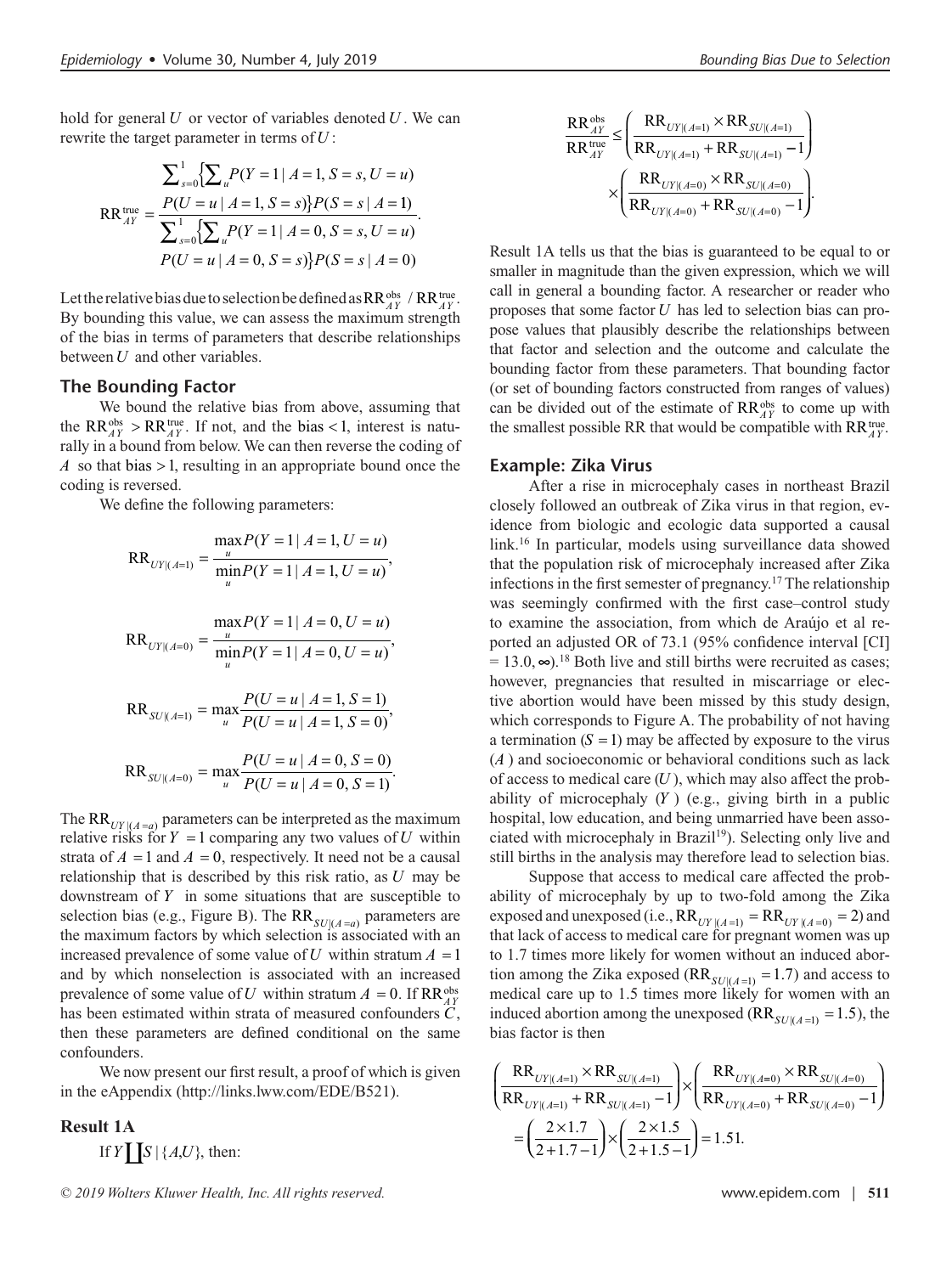hold for general $U$ or vector of variables denoted $U$. We can rewrite the target parameter in terms of $U$:

$$\text{RR}_{AY}^{\text{true}} = \frac{\sum_{s=0}^{1}\left\{\sum_{u} P(Y=1 \mid A=1, S=s, U=u) P(U=u \mid A=1, S=s)\right\} P(S=s \mid A=1)}{\sum_{s=0}^{1}\left\{\sum_{u} P(Y=1 \mid A=0, S=s, U=u) P(U=u \mid A=0, S=s)\right\} P(S=s \mid A=0)}.$$

Let the relative bias due to selection be defined as $\text{RR}_{AY}^{\text{obs}} / \text{RR}_{AY}^{\text{true}}$. By bounding this value, we can assess the maximum strength of the bias in terms of parameters that describe relationships between $U$ and other variables.

## The Bounding Factor

We bound the relative bias from above, assuming that the $\text{RR}_{AY}^{\text{obs}} > \text{RR}_{AY}^{\text{true}}$. If not, and the bias $< 1$, interest is naturally in a bound from below. We can then reverse the coding of $A$ so that bias $> 1$, resulting in an appropriate bound once the coding is reversed.

We define the following parameters:

$$\text{RR}_{UY|(A=1)} = \frac{\max_u P(Y=1 \mid A=1, U=u)}{\min_u P(Y=1 \mid A=1, U=u)},$$

$$\text{RR}_{UY|(A=0)} = \frac{\max_u P(Y=1 \mid A=0, U=u)}{\min_u P(Y=1 \mid A=0, U=u)},$$

$$\text{RR}_{SU|(A=1)} = \max_u \frac{P(U=u \mid A=1, S=1)}{P(U=u \mid A=1, S=0)},$$

$$\text{RR}_{SU|(A=0)} = \max_u \frac{P(U=u \mid A=0, S=0)}{P(U=u \mid A=0, S=1)}.$$

The $\text{RR}_{UY|(A=a)}$ parameters can be interpreted as the maximum relative risks for $Y=1$ comparing any two values of $U$ within strata of $A=1$ and $A=0$, respectively. It need not be a causal relationship that is described by this risk ratio, as $U$ may be downstream of $Y$ in some situations that are susceptible to selection bias (e.g., Figure B). The $\text{RR}_{SU|(A=a)}$ parameters are the maximum factors by which selection is associated with an increased prevalence of some value of $U$ within stratum $A=1$ and by which nonselection is associated with an increased prevalence of some value of $U$ within stratum $A=0$. If $\text{RR}_{AY}^{\text{obs}}$ has been estimated within strata of measured confounders $C$, then these parameters are defined conditional on the same confounders.

We now present our first result, a proof of which is given in the eAppendix (http://links.lww.com/EDE/B521).

### Result 1A

If $Y \coprod S \mid \{A, U\}$, then:

$$\frac{\text{RR}_{AY}^{\text{obs}}}{\text{RR}_{AY}^{\text{true}}} \le \left(\frac{\text{RR}_{UY|(A=1)} \times \text{RR}_{SU|(A=1)}}{\text{RR}_{UY|(A=1)} + \text{RR}_{SU|(A=1)} - 1}\right) \times \left(\frac{\text{RR}_{UY|(A=0)} \times \text{RR}_{SU|(A=0)}}{\text{RR}_{UY|(A=0)} + \text{RR}_{SU|(A=0)} - 1}\right).$$

Result 1A tells us that the bias is guaranteed to be equal to or smaller in magnitude than the given expression, which we will call in general a bounding factor. A researcher or reader who proposes that some factor $U$ has led to selection bias can propose values that plausibly describe the relationships between that factor and selection and the outcome and calculate the bounding factor from these parameters. That bounding factor (or set of bounding factors constructed from ranges of values) can be divided out of the estimate of $\text{RR}_{AY}^{\text{obs}}$ to come up with the smallest possible RR that would be compatible with $\text{RR}_{AY}^{\text{true}}$.

## Example: Zika Virus

After a rise in microcephaly cases in northeast Brazil closely followed an outbreak of Zika virus in that region, evidence from biologic and ecologic data supported a causal link.[16] In particular, models using surveillance data showed that the population risk of microcephaly increased after Zika infections in the first semester of pregnancy.[17] The relationship was seemingly confirmed with the first case–control study to examine the association, from which de Araújo et al reported an adjusted OR of 73.1 (95% confidence interval [CI] = 13.0, ∞).[18] Both live and still births were recruited as cases; however, pregnancies that resulted in miscarriage or elective abortion would have been missed by this study design, which corresponds to Figure A. The probability of not having a termination ($S=1$) may be affected by exposure to the virus ($A$) and socioeconomic or behavioral conditions such as lack of access to medical care ($U$), which may also affect the probability of microcephaly ($Y$) (e.g., giving birth in a public hospital, low education, and being unmarried have been associated with microcephaly in Brazil[19]). Selecting only live and still births in the analysis may therefore lead to selection bias.

Suppose that access to medical care affected the probability of microcephaly by up to two-fold among the Zika exposed and unexposed (i.e., $\text{RR}_{UY|(A=1)} = \text{RR}_{UY|(A=0)} = 2$) and that lack of access to medical care for pregnant women was up to 1.7 times more likely for women without an induced abortion among the Zika exposed ($\text{RR}_{SU|(A=1)} = 1.7$) and access to medical care up to 1.5 times more likely for women with an induced abortion among the unexposed ($\text{RR}_{SU|(A=1)} = 1.5$), the bias factor is then

$$\left(\frac{\text{RR}_{UY|(A=1)} \times \text{RR}_{SU|(A=1)}}{\text{RR}_{UY|(A=1)} + \text{RR}_{SU|(A=1)} - 1}\right) \times \left(\frac{\text{RR}_{UY|(A=0)} \times \text{RR}_{SU|(A=0)}}{\text{RR}_{UY|(A=0)} + \text{RR}_{SU|(A=0)} - 1}\right) = \left(\frac{2 \times 1.7}{2 + 1.7 - 1}\right) \times \left(\frac{2 \times 1.5}{2 + 1.5 - 1}\right) = 1.51.$$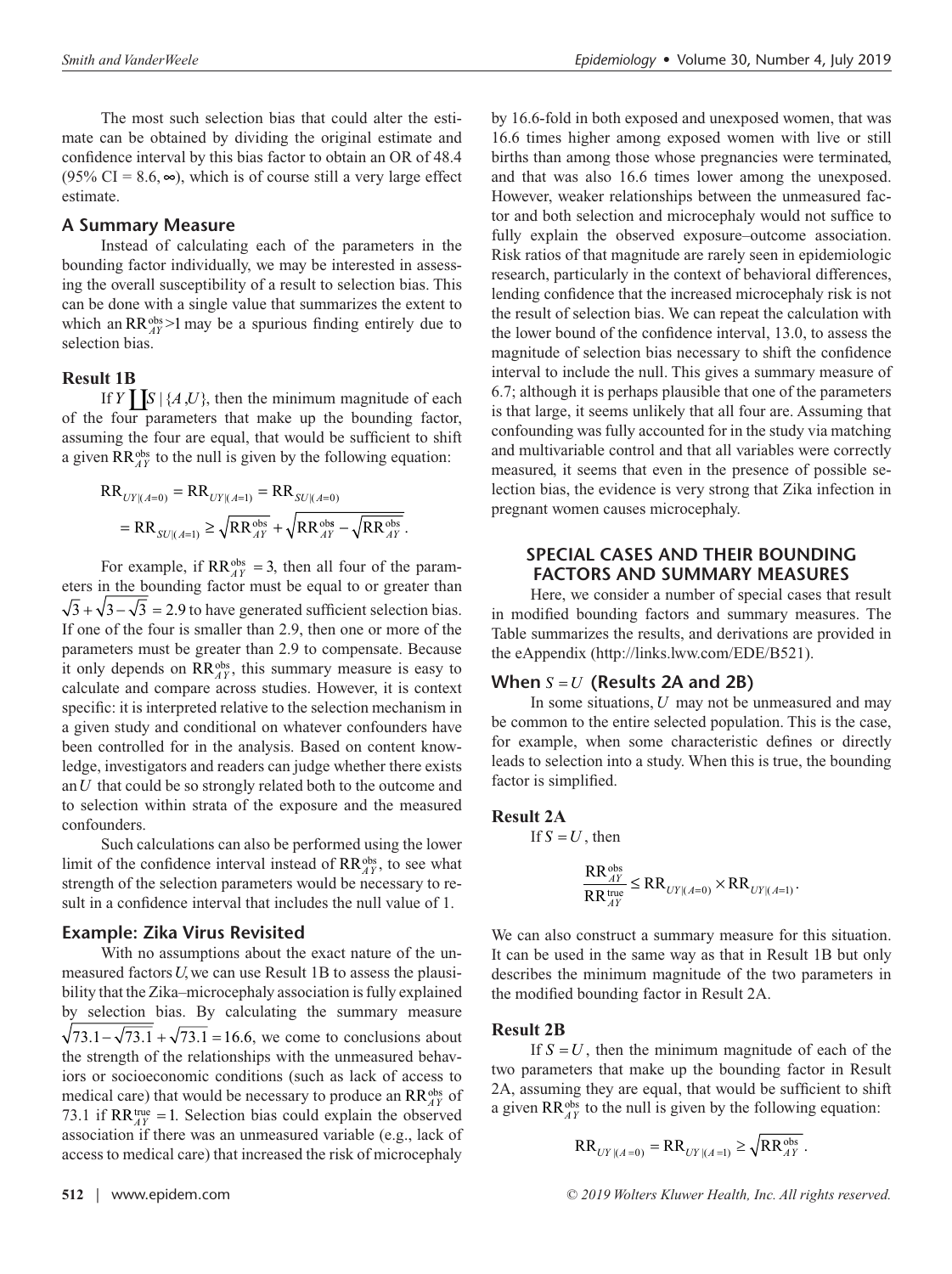The most such selection bias that could alter the estimate can be obtained by dividing the original estimate and confidence interval by this bias factor to obtain an OR of 48.4 (95% CI = 8.6, ∞), which is of course still a very large effect estimate.

### A Summary Measure

Instead of calculating each of the parameters in the bounding factor individually, we may be interested in assessing the overall susceptibility of a result to selection bias. This can be done with a single value that summarizes the extent to which an $\mathrm{RR}_{AY}^{\mathrm{obs}} > 1$ may be a spurious finding entirely due to selection bias.

#### Result 1B

If $Y \coprod S \mid \{A, U\}$, then the minimum magnitude of each of the four parameters that make up the bounding factor, assuming the four are equal, that would be sufficient to shift a given $\mathrm{RR}_{AY}^{\mathrm{obs}}$ to the null is given by the following equation:

$$\mathrm{RR}_{UY|(A=0)} = \mathrm{RR}_{UY|(A=1)} = \mathrm{RR}_{SU|(A=0)} = \mathrm{RR}_{SU|(A=1)} \geq \sqrt{\mathrm{RR}_{AY}^{\mathrm{obs}}} + \sqrt{\mathrm{RR}_{AY}^{\mathrm{obs}} - \sqrt{\mathrm{RR}_{AY}^{\mathrm{obs}}}}.$$

For example, if $\mathrm{RR}_{AY}^{\mathrm{obs}} = 3$, then all four of the parameters in the bounding factor must be equal to or greater than $\sqrt{3} + \sqrt{3 - \sqrt{3}} = 2.9$ to have generated sufficient selection bias. If one of the four is smaller than 2.9, then one or more of the parameters must be greater than 2.9 to compensate. Because it only depends on $\mathrm{RR}_{AY}^{\mathrm{obs}}$, this summary measure is easy to calculate and compare across studies. However, it is context specific: it is interpreted relative to the selection mechanism in a given study and conditional on whatever confounders have been controlled for in the analysis. Based on content knowledge, investigators and readers can judge whether there exists an $U$ that could be so strongly related both to the outcome and to selection within strata of the exposure and the measured confounders.

Such calculations can also be performed using the lower limit of the confidence interval instead of $\mathrm{RR}_{AY}^{\mathrm{obs}}$, to see what strength of the selection parameters would be necessary to result in a confidence interval that includes the null value of 1.

### Example: Zika Virus Revisited

With no assumptions about the exact nature of the unmeasured factors $U$, we can use Result 1B to assess the plausibility that the Zika–microcephaly association is fully explained by selection bias. By calculating the summary measure $\sqrt{73.1 - \sqrt{73.1}} + \sqrt{73.1} = 16.6$, we come to conclusions about the strength of the relationships with the unmeasured behaviors or socioeconomic conditions (such as lack of access to medical care) that would be necessary to produce an $\mathrm{RR}_{AY}^{\mathrm{obs}}$ of 73.1 if $\mathrm{RR}_{AY}^{\mathrm{true}} = 1$. Selection bias could explain the observed association if there was an unmeasured variable (e.g., lack of access to medical care) that increased the risk of microcephaly by 16.6-fold in both exposed and unexposed women, that was 16.6 times higher among exposed women with live or still births than among those whose pregnancies were terminated, and that was also 16.6 times lower among the unexposed. However, weaker relationships between the unmeasured factor and both selection and microcephaly would not suffice to fully explain the observed exposure–outcome association. Risk ratios of that magnitude are rarely seen in epidemiologic research, particularly in the context of behavioral differences, lending confidence that the increased microcephaly risk is not the result of selection bias. We can repeat the calculation with the lower bound of the confidence interval, 13.0, to assess the magnitude of selection bias necessary to shift the confidence interval to include the null. This gives a summary measure of 6.7; although it is perhaps plausible that one of the parameters is that large, it seems unlikely that all four are. Assuming that confounding was fully accounted for in the study via matching and multivariable control and that all variables were correctly measured, it seems that even in the presence of possible selection bias, the evidence is very strong that Zika infection in pregnant women causes microcephaly.

## SPECIAL CASES AND THEIR BOUNDING FACTORS AND SUMMARY MEASURES

Here, we consider a number of special cases that result in modified bounding factors and summary measures. The Table summarizes the results, and derivations are provided in the eAppendix (http://links.lww.com/EDE/B521).

### When $S = U$ (Results 2A and 2B)

In some situations, $U$ may not be unmeasured and may be common to the entire selected population. This is the case, for example, when some characteristic defines or directly leads to selection into a study. When this is true, the bounding factor is simplified.

#### Result 2A

If $S = U$, then

$$\frac{\mathrm{RR}_{AY}^{\mathrm{obs}}}{\mathrm{RR}_{AY}^{\mathrm{true}}} \leq \mathrm{RR}_{UY|(A=0)} \times \mathrm{RR}_{UY|(A=1)}.$$

We can also construct a summary measure for this situation. It can be used in the same way as that in Result 1B but only describes the minimum magnitude of the two parameters in the modified bounding factor in Result 2A.

#### Result 2B

If $S = U$, then the minimum magnitude of each of the two parameters that make up the bounding factor in Result 2A, assuming they are equal, that would be sufficient to shift a given $\mathrm{RR}_{AY}^{\mathrm{obs}}$ to the null is given by the following equation:

$$\mathrm{RR}_{UY|(A=0)} = \mathrm{RR}_{UY|(A=1)} \geq \sqrt{\mathrm{RR}_{AY}^{\mathrm{obs}}}.$$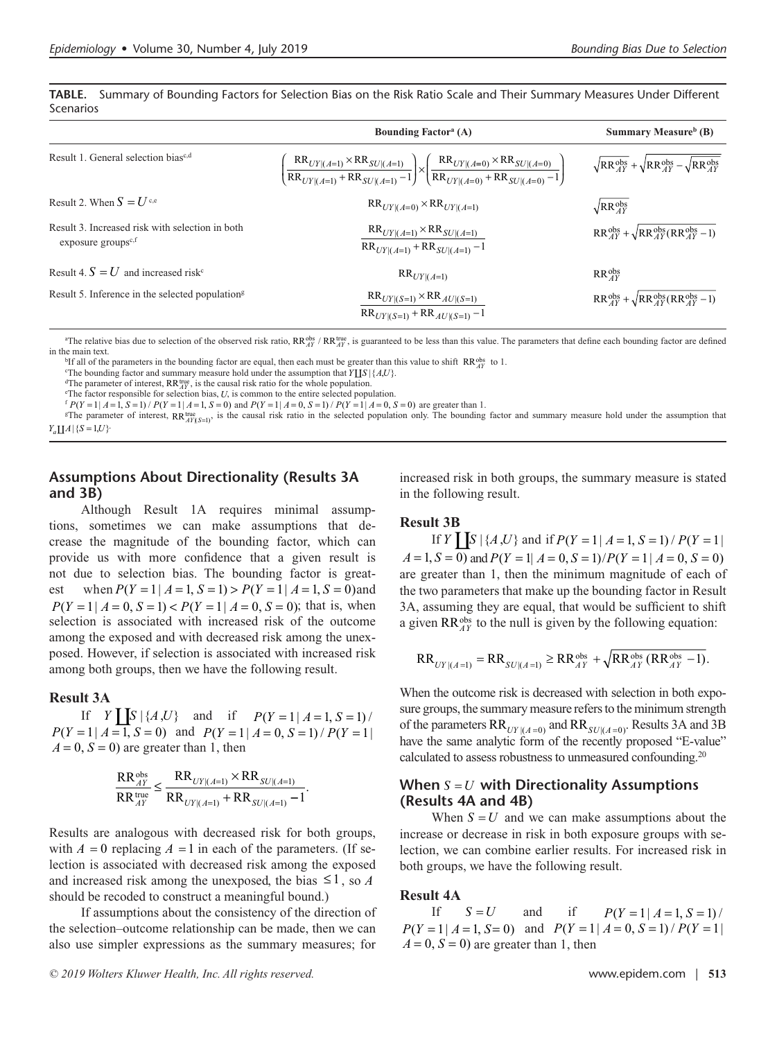**TABLE.** Summary of Bounding Factors for Selection Bias on the Risk Ratio Scale and Their Summary Measures Under Different Scenarios

| | Bounding Factor[a] (A) | Summary Measure[b] (B) |
|---|---|---|
| Result 1. General selection bias[c,d] | $\left(\dfrac{RR_{UY\|(A=1)} \times RR_{SU\|(A=1)}}{RR_{UY\|(A=1)} + RR_{SU\|(A=1)} - 1}\right) \times \left(\dfrac{RR_{UY\|(A=0)} \times RR_{SU\|(A=0)}}{RR_{UY\|(A=0)} + RR_{SU\|(A=0)} - 1}\right)$ | $\sqrt{RR_{AY}^{obs}} + \sqrt{RR_{AY}^{obs} - \sqrt{RR_{AY}^{obs}}}$ |
| Result 2. When $S = U$ [c,e] | $RR_{UY\|(A=0)} \times RR_{UY\|(A=1)}$ | $\sqrt{RR_{AY}^{obs}}$ |
| Result 3. Increased risk with selection in both exposure groups[c,f] | $\dfrac{RR_{UY\|(A=1)} \times RR_{SU\|(A=1)}}{RR_{UY\|(A=1)} + RR_{SU\|(A=1)} - 1}$ | $RR_{AY}^{obs} + \sqrt{RR_{AY}^{obs}(RR_{AY}^{obs} - 1)}$ |
| Result 4. $S = U$ and increased risk[c] | $RR_{UY\|(A=1)}$ | $RR_{AY}^{obs}$ |
| Result 5. Inference in the selected population[g] | $\dfrac{RR_{UY\|(S=1)} \times RR_{AU\|(S=1)}}{RR_{UY\|(S=1)} + RR_{AU\|(S=1)} - 1}$ | $RR_{AY}^{obs} + \sqrt{RR_{AY}^{obs}(RR_{AY}^{obs} - 1)}$ |

[a]The relative bias due to selection of the observed risk ratio, $RR_{AY}^{obs} / RR_{AY}^{true}$, is guaranteed to be less than this value. The parameters that define each bounding factor are defined in the main text.

[b]If all of the parameters in the bounding factor are equal, then each must be greater than this value to shift $RR_{AY}^{obs}$ to 1.

[c]The bounding factor and summary measure hold under the assumption that $Y \coprod S \mid \{A, U\}$.

[d]The parameter of interest, $RR_{AY}^{true}$, is the causal risk ratio for the whole population.

[e]The factor responsible for selection bias, $U$, is common to the entire selected population.

[f]$P(Y=1 \mid A=1, S=1) / P(Y=1 \mid A=1, S=0)$ and $P(Y=1 \mid A=0, S=1) / P(Y=1 \mid A=0, S=0)$ are greater than 1.

[g]The parameter of interest, $RR_{AY(S=1)}^{true}$, is the causal risk ratio in the selected population only. The bounding factor and summary measure hold under the assumption that $Y_a \coprod A \mid \{S=1, U\}$.

## Assumptions About Directionality (Results 3A and 3B)

Although Result 1A requires minimal assumptions, sometimes we can make assumptions that decrease the magnitude of the bounding factor, which can provide us with more confidence that a given result is not due to selection bias. The bounding factor is greatest when $P(Y=1 \mid A=1, S=1) > P(Y=1 \mid A=1, S=0)$ and $P(Y=1 \mid A=0, S=1) < P(Y=1 \mid A=0, S=0)$; that is, when selection is associated with increased risk of the outcome among the exposed and with decreased risk among the unexposed. However, if selection is associated with increased risk among both groups, then we have the following result.

### Result 3A

If $Y \coprod S \mid \{A, U\}$ and if $P(Y=1 \mid A=1, S=1) / P(Y=1 \mid A=1, S=0)$ and $P(Y=1 \mid A=0, S=1) / P(Y=1 \mid A=0, S=0)$ are greater than 1, then

$$\frac{RR_{AY}^{obs}}{RR_{AY}^{true}} \leq \frac{RR_{UY|(A=1)} \times RR_{SU|(A=1)}}{RR_{UY|(A=1)} + RR_{SU|(A=1)} - 1}.$$

Results are analogous with decreased risk for both groups, with $A = 0$ replacing $A = 1$ in each of the parameters. (If selection is associated with decreased risk among the exposed and increased risk among the unexposed, the bias $\leq 1$, so $A$ should be recoded to construct a meaningful bound.)

If assumptions about the consistency of the direction of the selection–outcome relationship can be made, then we can also use simpler expressions as the summary measures; for increased risk in both groups, the summary measure is stated in the following result.

### Result 3B

If $Y \coprod S \mid \{A, U\}$ and if $P(Y=1 \mid A=1, S=1) / P(Y=1 \mid A=1, S=0)$ and $P(Y=1 \mid A=0, S=1) / P(Y=1 \mid A=0, S=0)$ are greater than 1, then the minimum magnitude of each of the two parameters that make up the bounding factor in Result 3A, assuming they are equal, that would be sufficient to shift a given $RR_{AY}^{obs}$ to the null is given by the following equation:

$$RR_{UY|(A=1)} = RR_{SU|(A=1)} \geq RR_{AY}^{obs} + \sqrt{RR_{AY}^{obs}(RR_{AY}^{obs} - 1)}.$$

When the outcome risk is decreased with selection in both exposure groups, the summary measure refers to the minimum strength of the parameters $RR_{UY|(A=0)}$ and $RR_{SU|(A=0)}$. Results 3A and 3B have the same analytic form of the recently proposed "E-value" calculated to assess robustness to unmeasured confounding.[20]

## When $S = U$ with Directionality Assumptions (Results 4A and 4B)

When $S = U$ and we can make assumptions about the increase or decrease in risk in both exposure groups with selection, we can combine earlier results. For increased risk in both groups, we have the following result.

### Result 4A

If $S = U$ and if $P(Y=1 \mid A=1, S=1) / P(Y=1 \mid A=1, S=0)$ and $P(Y=1 \mid A=0, S=1) / P(Y=1 \mid A=0, S=0)$ are greater than 1, then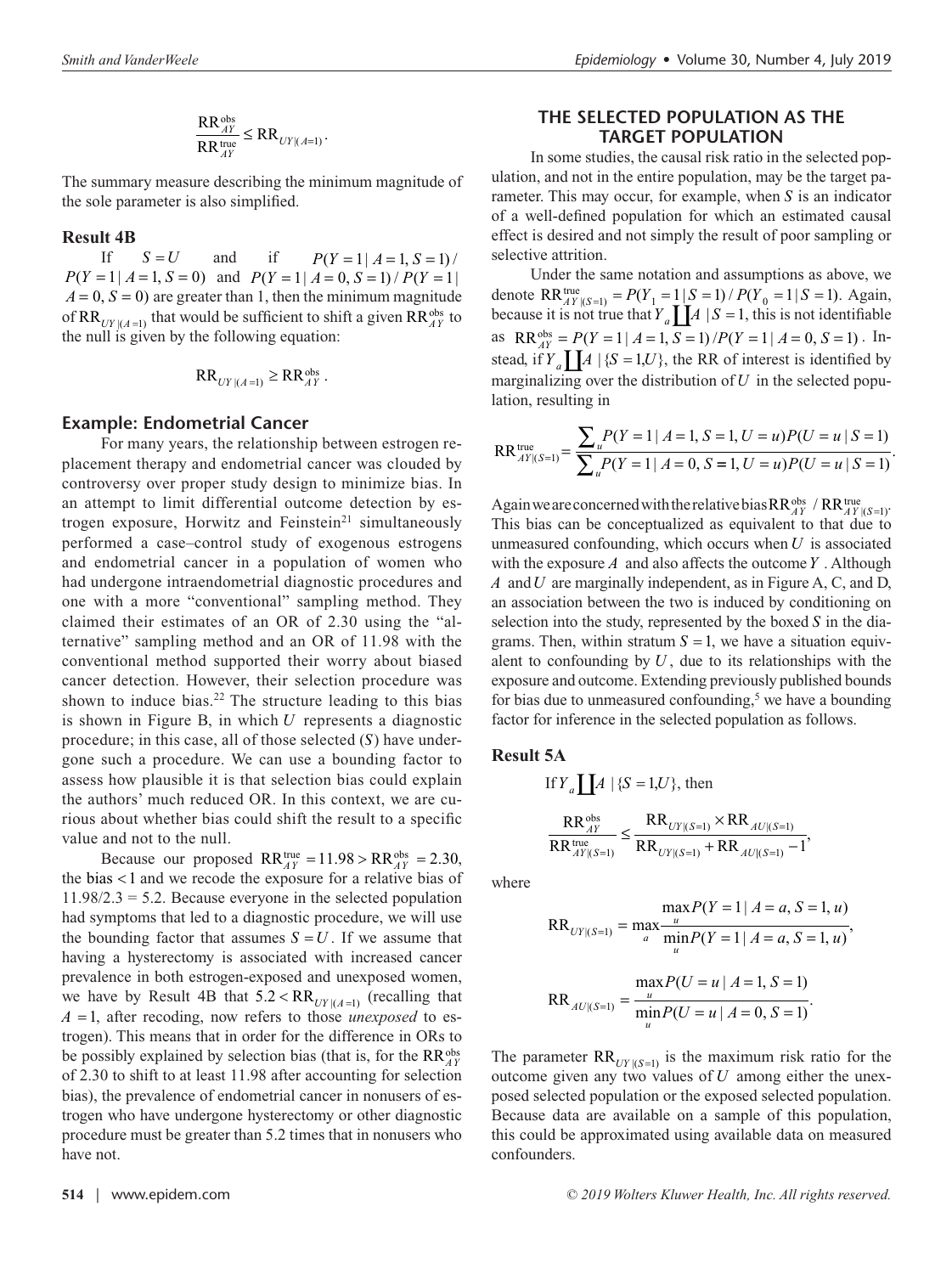$$\frac{\text{RR}_{AY}^{\text{obs}}}{\text{RR}_{AY}^{\text{true}}} \leq \text{RR}_{UY|(A=1)}.$$

The summary measure describing the minimum magnitude of the sole parameter is also simplified.

### Result 4B

If $S = U$ and if $P(Y=1 \mid A=1, S=1)/P(Y=1 \mid A=1, S=0)$ and $P(Y=1 \mid A=0, S=1)/P(Y=1 \mid A=0, S=0)$ are greater than 1, then the minimum magnitude of $\text{RR}_{UY|(A=1)}$ that would be sufficient to shift a given $\text{RR}_{AY}^{\text{obs}}$ to the null is given by the following equation:

$$\text{RR}_{UY|(A=1)} \geq \text{RR}_{AY}^{\text{obs}}.$$

## Example: Endometrial Cancer

For many years, the relationship between estrogen replacement therapy and endometrial cancer was clouded by controversy over proper study design to minimize bias. In an attempt to limit differential outcome detection by estrogen exposure, Horwitz and Feinstein[21] simultaneously performed a case–control study of exogenous estrogens and endometrial cancer in a population of women who had undergone intraendometrial diagnostic procedures and one with a more "conventional" sampling method. They claimed their estimates of an OR of 2.30 using the "alternative" sampling method and an OR of 11.98 with the conventional method supported their worry about biased cancer detection. However, their selection procedure was shown to induce bias.[22] The structure leading to this bias is shown in Figure B, in which $U$ represents a diagnostic procedure; in this case, all of those selected ($S$) have undergone such a procedure. We can use a bounding factor to assess how plausible it is that selection bias could explain the authors' much reduced OR. In this context, we are curious about whether bias could shift the result to a specific value and not to the null.

Because our proposed $\text{RR}_{AY}^{\text{true}} = 11.98 > \text{RR}_{AY}^{\text{obs}} = 2.30$, the bias $< 1$ and we recode the exposure for a relative bias of $11.98/2.3 = 5.2$. Because everyone in the selected population had symptoms that led to a diagnostic procedure, we will use the bounding factor that assumes $S = U$. If we assume that having a hysterectomy is associated with increased cancer prevalence in both estrogen-exposed and unexposed women, we have by Result 4B that $5.2 < \text{RR}_{UY|(A=1)}$ (recalling that $A = 1$, after recoding, now refers to those *unexposed* to estrogen). This means that in order for the difference in ORs to be possibly explained by selection bias (that is, for the $\text{RR}_{AY}^{\text{obs}}$ of 2.30 to shift to at least 11.98 after accounting for selection bias), the prevalence of endometrial cancer in nonusers of estrogen who have undergone hysterectomy or other diagnostic procedure must be greater than 5.2 times that in nonusers who have not.

## THE SELECTED POPULATION AS THE TARGET POPULATION

In some studies, the causal risk ratio in the selected population, and not in the entire population, may be the target parameter. This may occur, for example, when $S$ is an indicator of a well-defined population for which an estimated causal effect is desired and not simply the result of poor sampling or selective attrition.

Under the same notation and assumptions as above, we denote $\text{RR}_{AY|(S=1)}^{\text{true}} = P(Y_1 = 1 \mid S=1)/P(Y_0 = 1 \mid S=1)$. Again, because it is not true that $Y_a \coprod A \mid S=1$, this is not identifiable as $\text{RR}_{AY}^{\text{obs}} = P(Y=1 \mid A=1, S=1)/P(Y=1 \mid A=0, S=1)$. Instead, if $Y_a \coprod A \mid \{S=1, U\}$, the RR of interest is identified by marginalizing over the distribution of $U$ in the selected population, resulting in

$$\text{RR}_{AY|(S=1)}^{\text{true}} = \frac{\sum_u P(Y=1 \mid A=1, S=1, U=u)P(U=u \mid S=1)}{\sum_u P(Y=1 \mid A=0, S=1, U=u)P(U=u \mid S=1)}.$$

Again we are concerned with the relative bias $\text{RR}_{AY}^{\text{obs}} / \text{RR}_{AY|(S=1)}^{\text{true}}$. This bias can be conceptualized as equivalent to that due to unmeasured confounding, which occurs when $U$ is associated with the exposure $A$ and also affects the outcome $Y$. Although $A$ and $U$ are marginally independent, as in Figure A, C, and D, an association between the two is induced by conditioning on selection into the study, represented by the boxed $S$ in the diagrams. Then, within stratum $S = 1$, we have a situation equivalent to confounding by $U$, due to its relationships with the exposure and outcome. Extending previously published bounds for bias due to unmeasured confounding,[5] we have a bounding factor for inference in the selected population as follows.

### Result 5A

If $Y_a \coprod A \mid \{S=1, U\}$, then

$$\frac{\text{RR}_{AY}^{\text{obs}}}{\text{RR}_{AY|(S=1)}^{\text{true}}} \leq \frac{\text{RR}_{UY|(S=1)} \times \text{RR}_{AU|(S=1)}}{\text{RR}_{UY|(S=1)} + \text{RR}_{AU|(S=1)} - 1},$$

where

$$\text{RR}_{UY|(S=1)} = \max_a \frac{\max_u P(Y=1 \mid A=a, S=1, u)}{\min_u P(Y=1 \mid A=a, S=1, u)},$$

$$\text{RR}_{AU|(S=1)} = \frac{\max_u P(U=u \mid A=1, S=1)}{\min_u P(U=u \mid A=0, S=1)}.$$

The parameter $\text{RR}_{UY|(S=1)}$ is the maximum risk ratio for the outcome given any two values of $U$ among either the unexposed selected population or the exposed selected population. Because data are available on a sample of this population, this could be approximated using available data on measured confounders.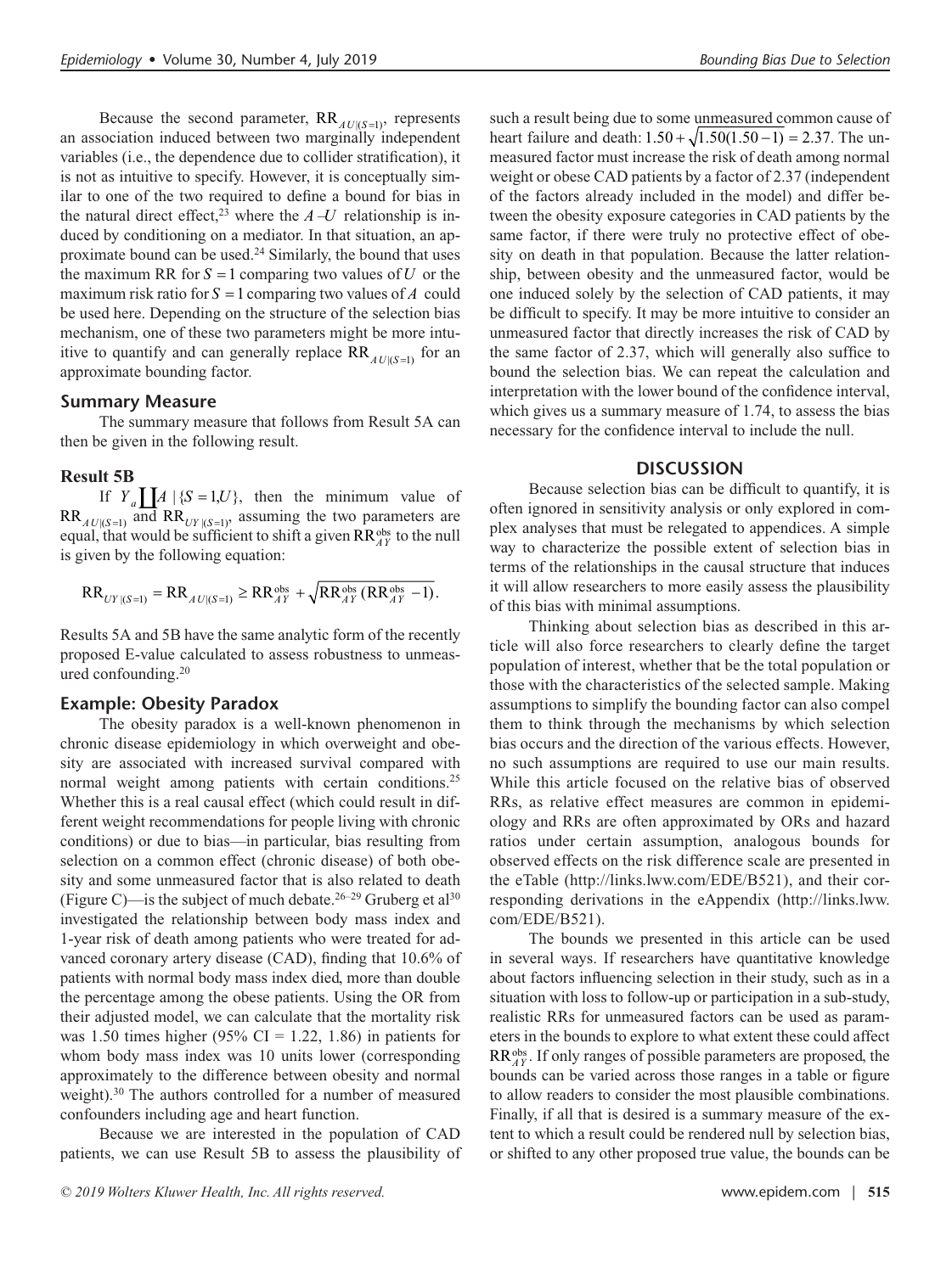Because the second parameter, $\text{RR}_{AU|(S=1)}$, represents an association induced between two marginally independent variables (i.e., the dependence due to collider stratification), it is not as intuitive to specify. However, it is conceptually similar to one of the two required to define a bound for bias in the natural direct effect,[23] where the $A$–$U$ relationship is induced by conditioning on a mediator. In that situation, an approximate bound can be used.[24] Similarly, the bound that uses the maximum RR for $S = 1$ comparing two values of $U$ or the maximum risk ratio for $S = 1$ comparing two values of $A$ could be used here. Depending on the structure of the selection bias mechanism, one of these two parameters might be more intuitive to quantify and can generally replace $\text{RR}_{AU|(S=1)}$ for an approximate bounding factor.

### Summary Measure

The summary measure that follows from Result 5A can then be given in the following result.

### Result 5B

If $Y_a \coprod A \mid \{S = 1, U\}$, then the minimum value of $\text{RR}_{AU|(S=1)}$ and $\text{RR}_{UY|(S=1)}$, assuming the two parameters are equal, that would be sufficient to shift a given $\text{RR}_{AY}^{\text{obs}}$ to the null is given by the following equation:

$$\text{RR}_{UY|(S=1)} = \text{RR}_{AU|(S=1)} \geq \text{RR}_{AY}^{\text{obs}} + \sqrt{\text{RR}_{AY}^{\text{obs}}\left(\text{RR}_{AY}^{\text{obs}} - 1\right)}.$$

Results 5A and 5B have the same analytic form of the recently proposed E-value calculated to assess robustness to unmeasured confounding.[20]

### Example: Obesity Paradox

The obesity paradox is a well-known phenomenon in chronic disease epidemiology in which overweight and obesity are associated with increased survival compared with normal weight among patients with certain conditions.[25] Whether this is a real causal effect (which could result in different weight recommendations for people living with chronic conditions) or due to bias—in particular, bias resulting from selection on a common effect (chronic disease) of both obesity and some unmeasured factor that is also related to death (Figure C)—is the subject of much debate.[26–29] Gruberg et al[30] investigated the relationship between body mass index and 1-year risk of death among patients who were treated for advanced coronary artery disease (CAD), finding that 10.6% of patients with normal body mass index died, more than double the percentage among the obese patients. Using the OR from their adjusted model, we can calculate that the mortality risk was 1.50 times higher (95% CI = 1.22, 1.86) in patients for whom body mass index was 10 units lower (corresponding approximately to the difference between obesity and normal weight).[30] The authors controlled for a number of measured confounders including age and heart function.

Because we are interested in the population of CAD patients, we can use Result 5B to assess the plausibility of such a result being due to some unmeasured common cause of heart failure and death: $1.50 + \sqrt{1.50(1.50 - 1)} = 2.37$. The unmeasured factor must increase the risk of death among normal weight or obese CAD patients by a factor of 2.37 (independent of the factors already included in the model) and differ between the obesity exposure categories in CAD patients by the same factor, if there were truly no protective effect of obesity on death in that population. Because the latter relationship, between obesity and the unmeasured factor, would be one induced solely by the selection of CAD patients, it may be difficult to specify. It may be more intuitive to consider an unmeasured factor that directly increases the risk of CAD by the same factor of 2.37, which will generally also suffice to bound the selection bias. We can repeat the calculation and interpretation with the lower bound of the confidence interval, which gives us a summary measure of 1.74, to assess the bias necessary for the confidence interval to include the null.

## DISCUSSION

Because selection bias can be difficult to quantify, it is often ignored in sensitivity analysis or only explored in complex analyses that must be relegated to appendices. A simple way to characterize the possible extent of selection bias in terms of the relationships in the causal structure that induces it will allow researchers to more easily assess the plausibility of this bias with minimal assumptions.

Thinking about selection bias as described in this article will also force researchers to clearly define the target population of interest, whether that be the total population or those with the characteristics of the selected sample. Making assumptions to simplify the bounding factor can also compel them to think through the mechanisms by which selection bias occurs and the direction of the various effects. However, no such assumptions are required to use our main results. While this article focused on the relative bias of observed RRs, as relative effect measures are common in epidemiology and RRs are often approximated by ORs and hazard ratios under certain assumption, analogous bounds for observed effects on the risk difference scale are presented in the eTable (http://links.lww.com/EDE/B521), and their corresponding derivations in the eAppendix (http://links.lww.com/EDE/B521).

The bounds we presented in this article can be used in several ways. If researchers have quantitative knowledge about factors influencing selection in their study, such as in a situation with loss to follow-up or participation in a sub-study, realistic RRs for unmeasured factors can be used as parameters in the bounds to explore to what extent these could affect $\text{RR}_{AY}^{\text{obs}}$. If only ranges of possible parameters are proposed, the bounds can be varied across those ranges in a table or figure to allow readers to consider the most plausible combinations. Finally, if all that is desired is a summary measure of the extent to which a result could be rendered null by selection bias, or shifted to any other proposed true value, the bounds can be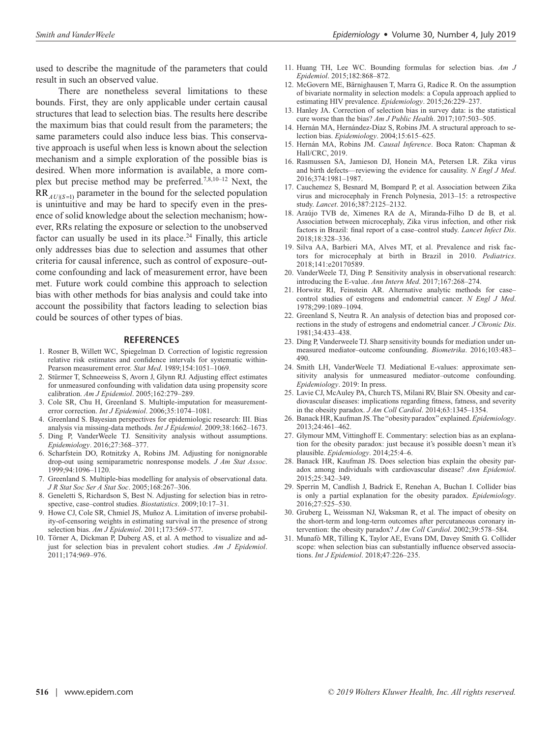used to describe the magnitude of the parameters that could result in such an observed value.

There are nonetheless several limitations to these bounds. First, they are only applicable under certain causal structures that lead to selection bias. The results here describe the maximum bias that could result from the parameters; the same parameters could also induce less bias. This conservative approach is useful when less is known about the selection mechanism and a simple exploration of the possible bias is desired. When more information is available, a more complex but precise method may be preferred.[7,8,10–12] Next, the $RR_{AU|(S=1)}$ parameter in the bound for the selected population is unintuitive and may be hard to specify even in the presence of solid knowledge about the selection mechanism; however, RRs relating the exposure or selection to the unobserved factor can usually be used in its place.[24] Finally, this article only addresses bias due to selection and assumes that other criteria for causal inference, such as control of exposure–outcome confounding and lack of measurement error, have been met. Future work could combine this approach to selection bias with other methods for bias analysis and could take into account the possibility that factors leading to selection bias could be sources of other types of bias.

## REFERENCES

1. Rosner B, Willett WC, Spiegelman D. Correction of logistic regression relative risk estimates and confidence intervals for systematic within-Pearson measurement error. *Stat Med*. 1989;154:1051–1069.
2. Stürmer T, Schneeweiss S, Avorn J, Glynn RJ. Adjusting effect estimates for unmeasured confounding with validation data using propensity score calibration. *Am J Epidemiol*. 2005;162:279–289.
3. Cole SR, Chu H, Greenland S. Multiple-imputation for measurement-error correction. *Int J Epidemiol*. 2006;35:1074–1081.
4. Greenland S. Bayesian perspectives for epidemiologic research: III. Bias analysis via missing-data methods. *Int J Epidemiol*. 2009;38:1662–1673.
5. Ding P, VanderWeele TJ. Sensitivity analysis without assumptions. *Epidemiology*. 2016;27:368–377.
6. Scharfstein DO, Rotnitzky A, Robins JM. Adjusting for nonignorable drop-out using semiparametric nonresponse models. *J Am Stat Assoc*. 1999;94:1096–1120.
7. Greenland S. Multiple-bias modelling for analysis of observational data. *J R Stat Soc Ser A Stat Soc*. 2005;168:267–306.
8. Geneletti S, Richardson S, Best N. Adjusting for selection bias in retrospective, case–control studies. *Biostatistics*. 2009;10:17–31.
9. Howe CJ, Cole SR, Chmiel JS, Muñoz A. Limitation of inverse probability-of-censoring weights in estimating survival in the presence of strong selection bias. *Am J Epidemiol*. 2011;173:569–577.
10. Törner A, Dickman P, Duberg AS, et al. A method to visualize and adjust for selection bias in prevalent cohort studies. *Am J Epidemiol*. 2011;174:969–976.
11. Huang TH, Lee WC. Bounding formulas for selection bias. *Am J Epidemiol*. 2015;182:868–872.
12. McGovern ME, Bärnighausen T, Marra G, Radice R. On the assumption of bivariate normality in selection models: a Copula approach applied to estimating HIV prevalence. *Epidemiology*. 2015;26:229–237.
13. Hanley JA. Correction of selection bias in survey data: is the statistical cure worse than the bias? *Am J Public Health*. 2017;107:503–505.
14. Hernán MA, Hernández-Díaz S, Robins JM. A structural approach to selection bias. *Epidemiology*. 2004;15:615–625.
15. Hernán MA, Robins JM. *Causal Inference*. Boca Raton: Chapman & Hall/CRC, 2019.
16. Rasmussen SA, Jamieson DJ, Honein MA, Petersen LR. Zika virus and birth defects—reviewing the evidence for causality. *N Engl J Med*. 2016;374:1981–1987.
17. Cauchemez S, Besnard M, Bompard P, et al. Association between Zika virus and microcephaly in French Polynesia, 2013–15: a retrospective study. *Lancet*. 2016;387:2125–2132.
18. Araújo TVB de, Ximenes RA de A, Miranda-Filho D de B, et al. Association between microcephaly, Zika virus infection, and other risk factors in Brazil: final report of a case–control study. *Lancet Infect Dis*. 2018;18:328–336.
19. Silva AA, Barbieri MA, Alves MT, et al. Prevalence and risk factors for microcephaly at birth in Brazil in 2010. *Pediatrics*. 2018;141:e20170589.
20. VanderWeele TJ, Ding P. Sensitivity analysis in observational research: introducing the E-value. *Ann Intern Med*. 2017;167:268–274.
21. Horwitz RI, Feinstein AR. Alternative analytic methods for case–control studies of estrogens and endometrial cancer. *N Engl J Med*. 1978;299:1089–1094.
22. Greenland S, Neutra R. An analysis of detection bias and proposed corrections in the study of estrogens and endometrial cancer. *J Chronic Dis*. 1981;34:433–438.
23. Ding P, Vanderweele TJ. Sharp sensitivity bounds for mediation under unmeasured mediator–outcome confounding. *Biometrika*. 2016;103:483–490.
24. Smith LH, VanderWeele TJ. Mediational E-values: approximate sensitivity analysis for unmeasured mediator–outcome confounding. *Epidemiology*. 2019: In press.
25. Lavie CJ, McAuley PA, Church TS, Milani RV, Blair SN. Obesity and cardiovascular diseases: implications regarding fitness, fatness, and severity in the obesity paradox. *J Am Coll Cardiol*. 2014;63:1345–1354.
26. Banack HR, Kaufman JS. The "obesity paradox" explained. *Epidemiology*. 2013;24:461–462.
27. Glymour MM, Vittinghoff E. Commentary: selection bias as an explanation for the obesity paradox: just because it's possible doesn't mean it's plausible. *Epidemiology*. 2014;25:4–6.
28. Banack HR, Kaufman JS. Does selection bias explain the obesity paradox among individuals with cardiovascular disease? *Ann Epidemiol*. 2015;25:342–349.
29. Sperrin M, Candlish J, Badrick E, Renehan A, Buchan I. Collider bias is only a partial explanation for the obesity paradox. *Epidemiology*. 2016;27:525–530.
30. Gruberg L, Weissman NJ, Waksman R, et al. The impact of obesity on the short-term and long-term outcomes after percutaneous coronary intervention: the obesity paradox? *J Am Coll Cardiol*. 2002;39:578–584.
31. Munafò MR, Tilling K, Taylor AE, Evans DM, Davey Smith G. Collider scope: when selection bias can substantially influence observed associations. *Int J Epidemiol*. 2018;47:226–235.